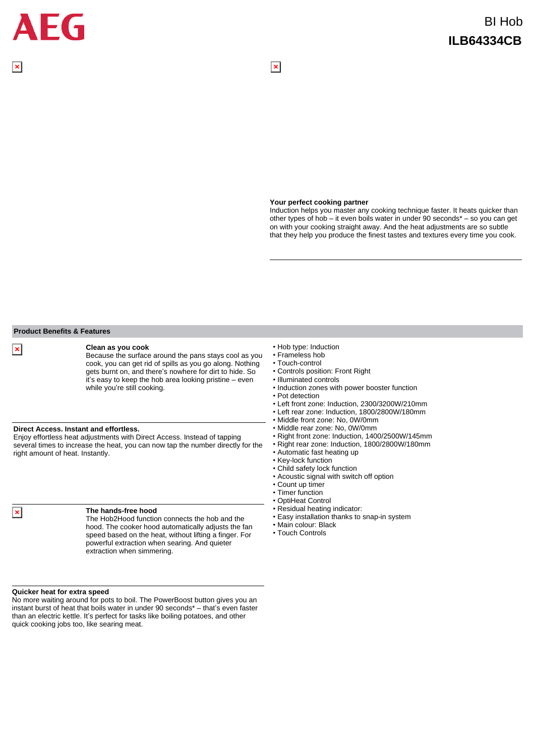# AEG

BI Hob

**ILB64334CB**

**Your perfect cooking partner**
Induction helps you master any cooking technique faster. It heats quicker than other types of hob – it even boils water in under 90 seconds* – so you can get on with your cooking straight away. And the heat adjustments are so subtle that they help you produce the finest tastes and textures every time you cook.

## Product Benefits & Features

**Clean as you cook**
Because the surface around the pans stays cool as you cook, you can get rid of spills as you go along. Nothing gets burnt on, and there's nowhere for dirt to hide. So it's easy to keep the hob area looking pristine – even while you're still cooking.

**Direct Access. Instant and effortless.**
Enjoy effortless heat adjustments with Direct Access. Instead of tapping several times to increase the heat, you can now tap the number directly for the right amount of heat. Instantly.

**The hands-free hood**
The Hob2Hood function connects the hob and the hood. The cooker hood automatically adjusts the fan speed based on the heat, without lifting a finger. For powerful extraction when searing. And quieter extraction when simmering.

**Quicker heat for extra speed**
No more waiting around for pots to boil. The PowerBoost button gives you an instant burst of heat that boils water in under 90 seconds* – that's even faster than an electric kettle. It's perfect for tasks like boiling potatoes, and other quick cooking jobs too, like searing meat.

- Hob type: Induction
- Frameless hob
- Touch-control
- Controls position: Front Right
- Illuminated controls
- Induction zones with power booster function
- Pot detection
- Left front zone: Induction, 2300/3200W/210mm
- Left rear zone: Induction, 1800/2800W/180mm
- Middle front zone: No, 0W/0mm
- Middle rear zone: No, 0W/0mm
- Right front zone: Induction, 1400/2500W/145mm
- Right rear zone: Induction, 1800/2800W/180mm
- Automatic fast heating up
- Key-lock function
- Child safety lock function
- Acoustic signal with switch off option
- Count up timer
- Timer function
- OptiHeat Control
- Residual heating indicator:
- Easy installation thanks to snap-in system
- Main colour: Black
- Touch Controls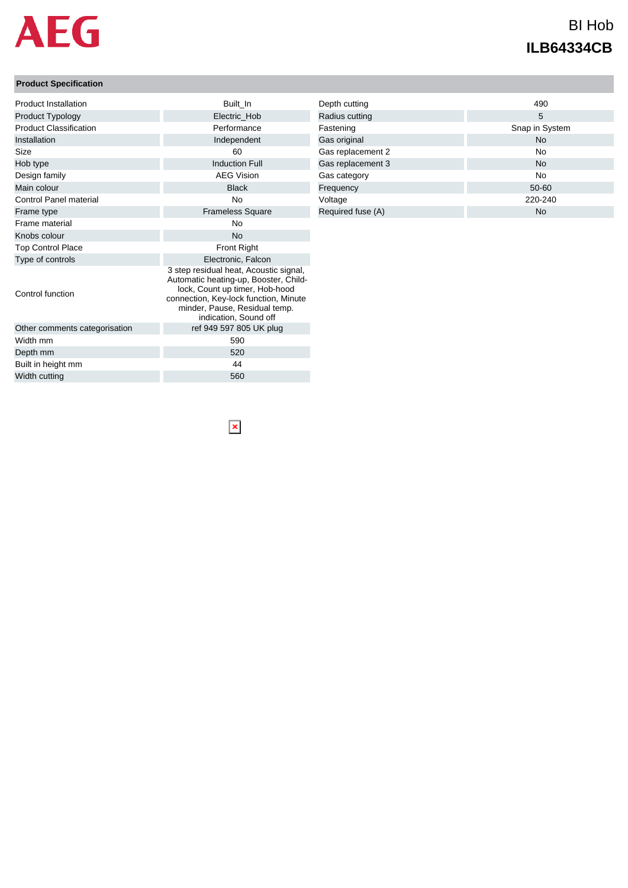# AEG

BI Hob
**ILB64334CB**

## Product Specification

| | |
|---|---|
| Product Installation | Built_In |
| Product Typology | Electric_Hob |
| Product Classification | Performance |
| Installation | Independent |
| Size | 60 |
| Hob type | Induction Full |
| Design family | AEG Vision |
| Main colour | Black |
| Control Panel material | No |
| Frame type | Frameless Square |
| Frame material | No |
| Knobs colour | No |
| Top Control Place | Front Right |
| Type of controls | Electronic, Falcon |
| Control function | 3 step residual heat, Acoustic signal, Automatic heating-up, Booster, Child-lock, Count up timer, Hob-hood connection, Key-lock function, Minute minder, Pause, Residual temp. indication, Sound off |
| Other comments categorisation | ref 949 597 805 UK plug |
| Width mm | 590 |
| Depth mm | 520 |
| Built in height mm | 44 |
| Width cutting | 560 |
| Depth cutting | 490 |
| Radius cutting | 5 |
| Fastening | Snap in System |
| Gas original | No |
| Gas replacement 2 | No |
| Gas replacement 3 | No |
| Gas category | No |
| Frequency | 50-60 |
| Voltage | 220-240 |
| Required fuse (A) | No |